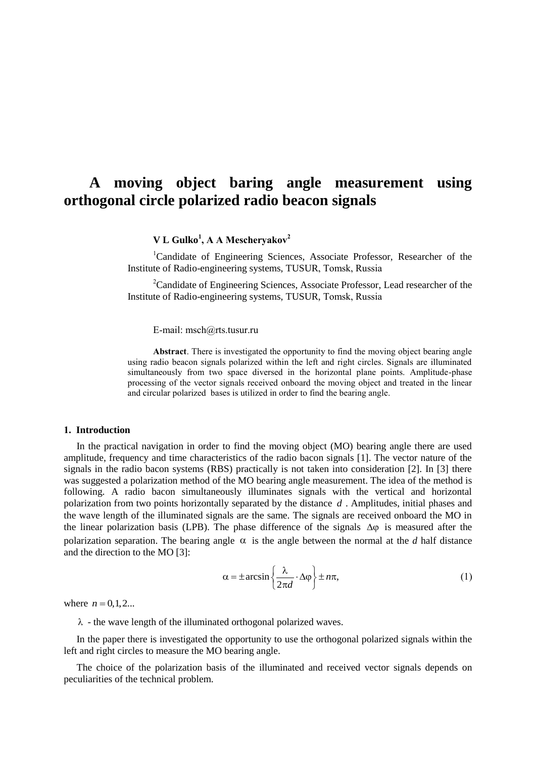# A moving object baring angle measurement using orthogonal circle polarized radio beacon signals

**V L Gulko[1], A A Mescheryakov[2]**

[1]Candidate of Engineering Sciences, Associate Professor, Researcher of the Institute of Radio-engineering systems, TUSUR, Tomsk, Russia

[2]Candidate of Engineering Sciences, Associate Professor, Lead researcher of the Institute of Radio-engineering systems, TUSUR, Tomsk, Russia

E-mail: msch@rts.tusur.ru

**Abstract**. There is investigated the opportunity to find the moving object bearing angle using radio beacon signals polarized within the left and right circles. Signals are illuminated simultaneously from two space diversed in the horizontal plane points. Amplitude-phase processing of the vector signals received onboard the moving object and treated in the linear and circular polarized bases is utilized in order to find the bearing angle.

## 1. Introduction

In the practical navigation in order to find the moving object (MO) bearing angle there are used amplitude, frequency and time characteristics of the radio bacon signals [1]. The vector nature of the signals in the radio bacon systems (RBS) practically is not taken into consideration [2]. In [3] there was suggested a polarization method of the MO bearing angle measurement. The idea of the method is following. A radio bacon simultaneously illuminates signals with the vertical and horizontal polarization from two points horizontally separated by the distance $d$ . Amplitudes, initial phases and the wave length of the illuminated signals are the same. The signals are received onboard the MO in the linear polarization basis (LPB). The phase difference of the signals $\Delta\varphi$ is measured after the polarization separation. The bearing angle $\alpha$ is the angle between the normal at the $d$ half distance and the direction to the MO [3]:

$$\alpha = \pm \arcsin\left\{\frac{\lambda}{2\pi d}\cdot\Delta\varphi\right\} \pm n\pi, \tag{1}$$

where $n = 0,1,2...$

$\lambda$ - the wave length of the illuminated orthogonal polarized waves.

In the paper there is investigated the opportunity to use the orthogonal polarized signals within the left and right circles to measure the MO bearing angle.

The choice of the polarization basis of the illuminated and received vector signals depends on peculiarities of the technical problem.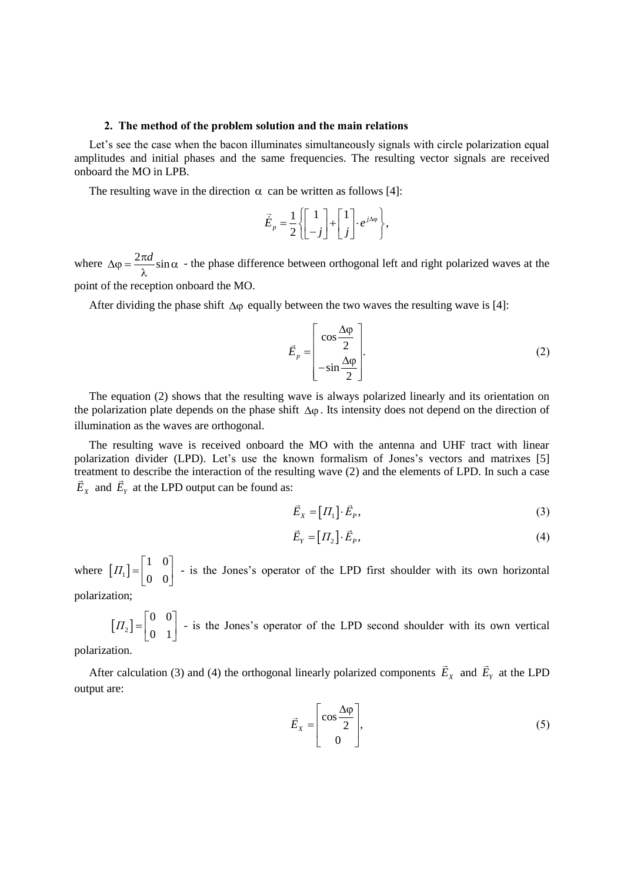## 2. The method of the problem solution and the main relations

Let's see the case when the bacon illuminates simultaneously signals with circle polarization equal amplitudes and initial phases and the same frequencies. The resulting vector signals are received onboard the MO in LPB.

The resulting wave in the direction $\alpha$ can be written as follows [4]:

$$\dot{\vec{E}}_p = \frac{1}{2}\left\{\begin{bmatrix} 1 \\ -j \end{bmatrix} + \begin{bmatrix} 1 \\ j \end{bmatrix} \cdot e^{j\Delta\varphi}\right\},$$

where $\Delta\varphi = \frac{2\pi d}{\lambda}\sin\alpha$ - the phase difference between orthogonal left and right polarized waves at the point of the reception onboard the MO.

After dividing the phase shift $\Delta\varphi$ equally between the two waves the resulting wave is [4]:

$$\vec{E}_p = \begin{bmatrix} \cos\frac{\Delta\varphi}{2} \\ -\sin\frac{\Delta\varphi}{2} \end{bmatrix}. \tag{2}$$

The equation (2) shows that the resulting wave is always polarized linearly and its orientation on the polarization plate depends on the phase shift $\Delta\varphi$. Its intensity does not depend on the direction of illumination as the waves are orthogonal.

The resulting wave is received onboard the MO with the antenna and UHF tract with linear polarization divider (LPD). Let's use the known formalism of Jones's vectors and matrixes [5] treatment to describe the interaction of the resulting wave (2) and the elements of LPD. In such a case $\vec{E}_X$ and $\vec{E}_Y$ at the LPD output can be found as:

$$\vec{E}_X = [\Pi_1] \cdot \vec{E}_P, \tag{3}$$

$$\vec{E}_Y = [\Pi_2] \cdot \vec{E}_P, \tag{4}$$

where $[\Pi_1] = \begin{bmatrix} 1 & 0 \\ 0 & 0 \end{bmatrix}$ - is the Jones's operator of the LPD first shoulder with its own horizontal polarization;

$[\Pi_2] = \begin{bmatrix} 0 & 0 \\ 0 & 1 \end{bmatrix}$ - is the Jones's operator of the LPD second shoulder with its own vertical polarization.

After calculation (3) and (4) the orthogonal linearly polarized components $\vec{E}_X$ and $\vec{E}_Y$ at the LPD output are:

$$\vec{E}_X = \begin{bmatrix} \cos\frac{\Delta\varphi}{2} \\ 0 \end{bmatrix}, \tag{5}$$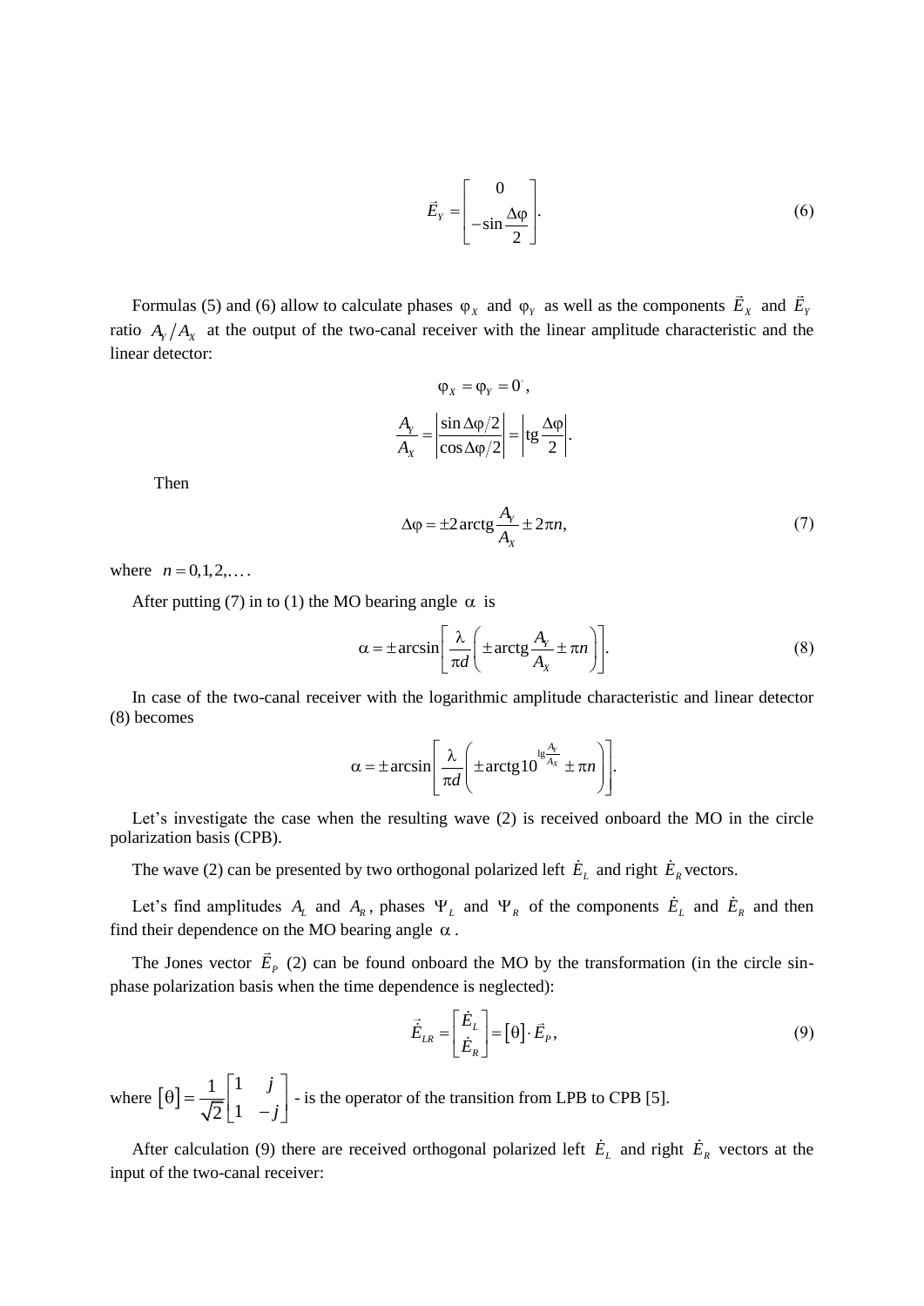$$\vec{E}_Y = \begin{bmatrix} 0 \\ -\sin\dfrac{\Delta\varphi}{2} \end{bmatrix}. \tag{6}$$

Formulas (5) and (6) allow to calculate phases $\varphi_X$ and $\varphi_Y$ as well as the components $\vec{E}_X$ and $\vec{E}_Y$ ratio $A_Y/A_X$ at the output of the two-canal receiver with the linear amplitude characteristic and the linear detector:

$$\varphi_X = \varphi_Y = 0^{\circ},$$

$$\frac{A_Y}{A_X} = \left|\frac{\sin\Delta\varphi/2}{\cos\Delta\varphi/2}\right| = \left|\mathrm{tg}\frac{\Delta\varphi}{2}\right|.$$

Then

$$\Delta\varphi = \pm 2\,\mathrm{arctg}\frac{A_Y}{A_X} \pm 2\pi n, \tag{7}$$

where $n = 0,1,2,\dots$.

After putting (7) in to (1) the MO bearing angle $\alpha$ is

$$\alpha = \pm\arcsin\left[\frac{\lambda}{\pi d}\left(\pm\mathrm{arctg}\frac{A_Y}{A_X} \pm \pi n\right)\right]. \tag{8}$$

In case of the two-canal receiver with the logarithmic amplitude characteristic and linear detector (8) becomes

$$\alpha = \pm\arcsin\left[\frac{\lambda}{\pi d}\left(\pm\mathrm{arctg}10^{\lg\frac{A_Y}{A_X}} \pm \pi n\right)\right].$$

Let's investigate the case when the resulting wave (2) is received onboard the MO in the circle polarization basis (CPB).

The wave (2) can be presented by two orthogonal polarized left $\dot{E}_L$ and right $\dot{E}_R$ vectors.

Let's find amplitudes $A_L$ and $A_R$, phases $\Psi_L$ and $\Psi_R$ of the components $\dot{E}_L$ and $\dot{E}_R$ and then find their dependence on the MO bearing angle $\alpha$.

The Jones vector $\vec{E}_P$ (2) can be found onboard the MO by the transformation (in the circle sin-phase polarization basis when the time dependence is neglected):

$$\dot{\vec{E}}_{LR} = \begin{bmatrix} \dot{E}_L \\ \dot{E}_R \end{bmatrix} = [\theta]\cdot\vec{E}_P, \tag{9}$$

where $[\theta] = \frac{1}{\sqrt{2}}\begin{bmatrix} 1 & j \\ 1 & -j \end{bmatrix}$ - is the operator of the transition from LPB to CPB [5].

After calculation (9) there are received orthogonal polarized left $\dot{E}_L$ and right $\dot{E}_R$ vectors at the input of the two-canal receiver: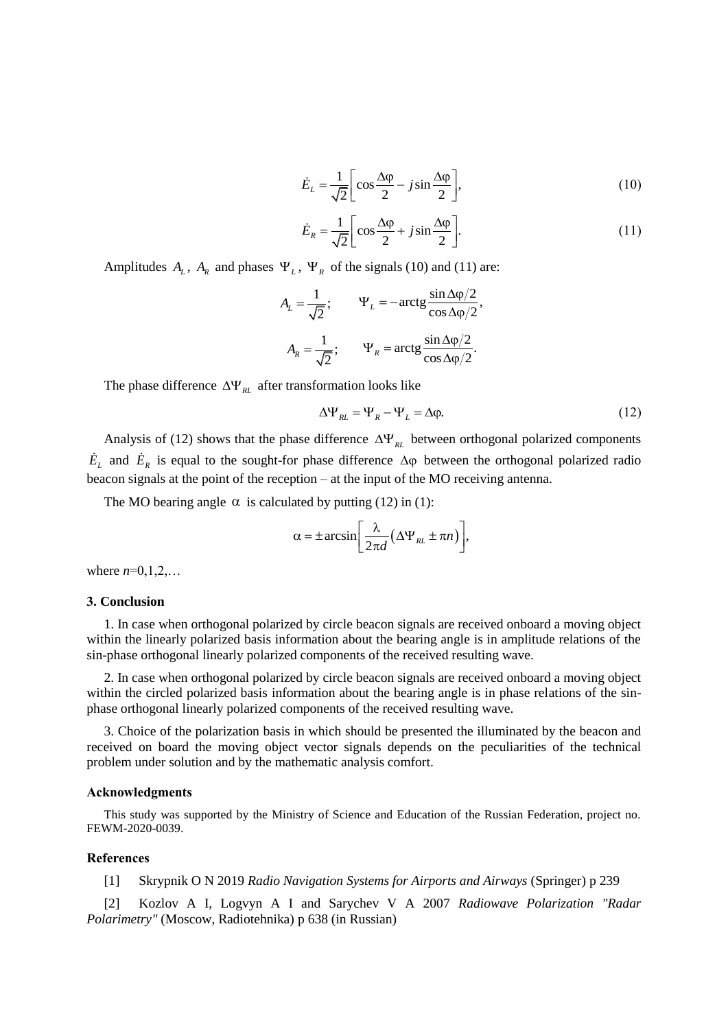$$\dot{E}_L = \frac{1}{\sqrt{2}}\left[\cos\frac{\Delta\varphi}{2} - j\sin\frac{\Delta\varphi}{2}\right], \tag{10}$$

$$\dot{E}_R = \frac{1}{\sqrt{2}}\left[\cos\frac{\Delta\varphi}{2} + j\sin\frac{\Delta\varphi}{2}\right]. \tag{11}$$

Amplitudes $A_L$, $A_R$ and phases $\Psi_L$, $\Psi_R$ of the signals (10) and (11) are:

$$A_L = \frac{1}{\sqrt{2}}; \qquad \Psi_L = -\text{arctg}\frac{\sin\Delta\varphi/2}{\cos\Delta\varphi/2},$$

$$A_R = \frac{1}{\sqrt{2}}; \qquad \Psi_R = \text{arctg}\frac{\sin\Delta\varphi/2}{\cos\Delta\varphi/2}.$$

The phase difference $\Delta\Psi_{RL}$ after transformation looks like

$$\Delta\Psi_{RL} = \Psi_R - \Psi_L = \Delta\varphi. \tag{12}$$

Analysis of (12) shows that the phase difference $\Delta\Psi_{RL}$ between orthogonal polarized components $\dot{E}_L$ and $\dot{E}_R$ is equal to the sought-for phase difference $\Delta\varphi$ between the orthogonal polarized radio beacon signals at the point of the reception – at the input of the MO receiving antenna.

The MO bearing angle $\alpha$ is calculated by putting (12) in (1):

$$\alpha = \pm\arcsin\left[\frac{\lambda}{2\pi d}\left(\Delta\Psi_{RL} \pm \pi n\right)\right],$$

where $n$=0,1,2,…

### 3. Conclusion

1. In case when orthogonal polarized by circle beacon signals are received onboard a moving object within the linearly polarized basis information about the bearing angle is in amplitude relations of the sin-phase orthogonal linearly polarized components of the received resulting wave.

2. In case when orthogonal polarized by circle beacon signals are received onboard a moving object within the circled polarized basis information about the bearing angle is in phase relations of the sin-phase orthogonal linearly polarized components of the received resulting wave.

3. Choice of the polarization basis in which should be presented the illuminated by the beacon and received on board the moving object vector signals depends on the peculiarities of the technical problem under solution and by the mathematic analysis comfort.

### Acknowledgments

This study was supported by the Ministry of Science and Education of the Russian Federation, project no. FEWM-2020-0039.

### References

[1] Skrypnik O N 2019 *Radio Navigation Systems for Airports and Airways* (Springer) p 239

[2] Kozlov A I, Logvyn A I and Sarychev V A 2007 *Radiowave Polarization "Radar Polarimetry"* (Moscow, Radiotehnika) p 638 (in Russian)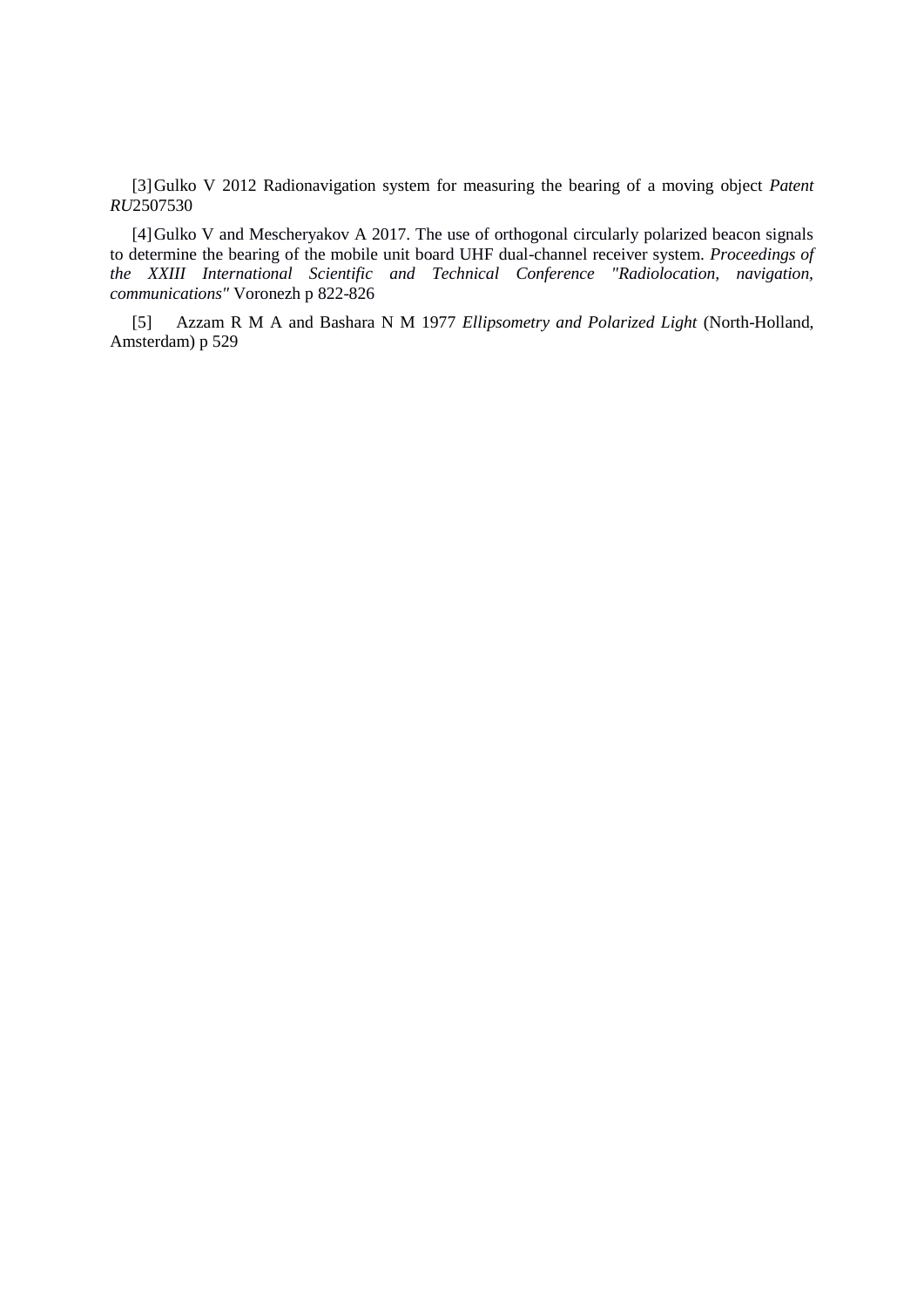[3] Gulko V 2012 Radionavigation system for measuring the bearing of a moving object *Patent RU*2507530

[4] Gulko V and Mescheryakov A 2017. The use of orthogonal circularly polarized beacon signals to determine the bearing of the mobile unit board UHF dual-channel receiver system. *Proceedings of the XXIII International Scientific and Technical Conference "Radiolocation, navigation, communications"* Voronezh p 822-826

[5] Azzam R M A and Bashara N M 1977 *Ellipsometry and Polarized Light* (North-Holland, Amsterdam) p 529